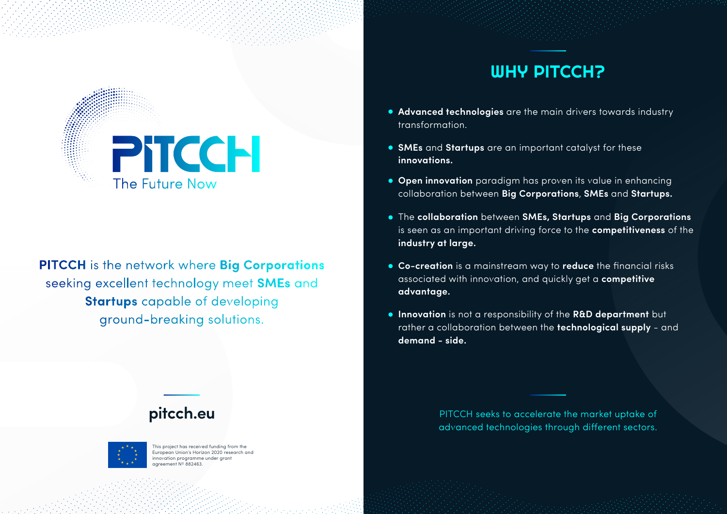# PITCCH

The Future Now

**PITCCH** is the network where **Big Corporations** seeking excellent technology meet **SMEs** and **Startups** capable of developing ground-breaking solutions.

**pitcch.eu**

This project has received funding from the European Union's Horizon 2020 research and innovation programme under grant agreement Nº 882463.

## WHY PITCCH?

- **Advanced technologies** are the main drivers towards industry transformation.
- **SMEs** and **Startups** are an important catalyst for these **innovations.**
- **Open innovation** paradigm has proven its value in enhancing collaboration between **Big Corporations**, **SMEs** and **Startups.**
- The **collaboration** between **SMEs, Startups** and **Big Corporations** is seen as an important driving force to the **competitiveness** of the **industry at large.**
- **Co-creation** is a mainstream way to **reduce** the financial risks associated with innovation, and quickly get a **competitive advantage.**
- **Innovation** is not a responsibility of the **R&D department** but rather a collaboration between the **technological supply** - and **demand - side.**

PITCCH seeks to accelerate the market uptake of advanced technologies through different sectors.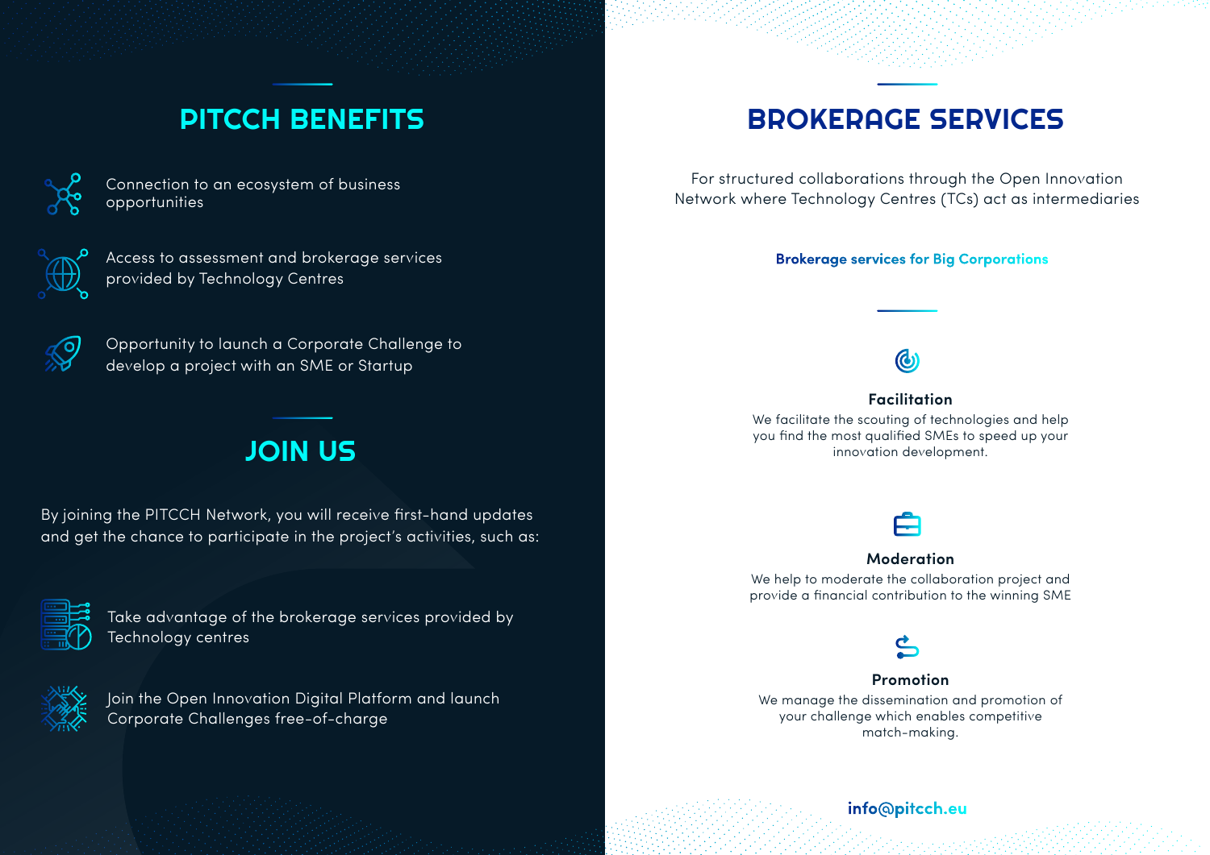## PITCCH BENEFITS

- Connection to an ecosystem of business opportunities
- Access to assessment and brokerage services provided by Technology Centres
- Opportunity to launch a Corporate Challenge to develop a project with an SME or Startup

## JOIN US

By joining the PITCCH Network, you will receive first-hand updates and get the chance to participate in the project's activities, such as:

- Take advantage of the brokerage services provided by Technology centres
- Join the Open Innovation Digital Platform and launch Corporate Challenges free-of-charge

## BROKERAGE SERVICES

For structured collaborations through the Open Innovation Network where Technology Centres (TCs) act as intermediaries

**Brokerage services for Big Corporations**

### Facilitation

We facilitate the scouting of technologies and help you find the most qualified SMEs to speed up your innovation development.

### Moderation

We help to moderate the collaboration project and provide a financial contribution to the winning SME

### Promotion

We manage the dissemination and promotion of your challenge which enables competitive match-making.

**info@pitcch.eu**